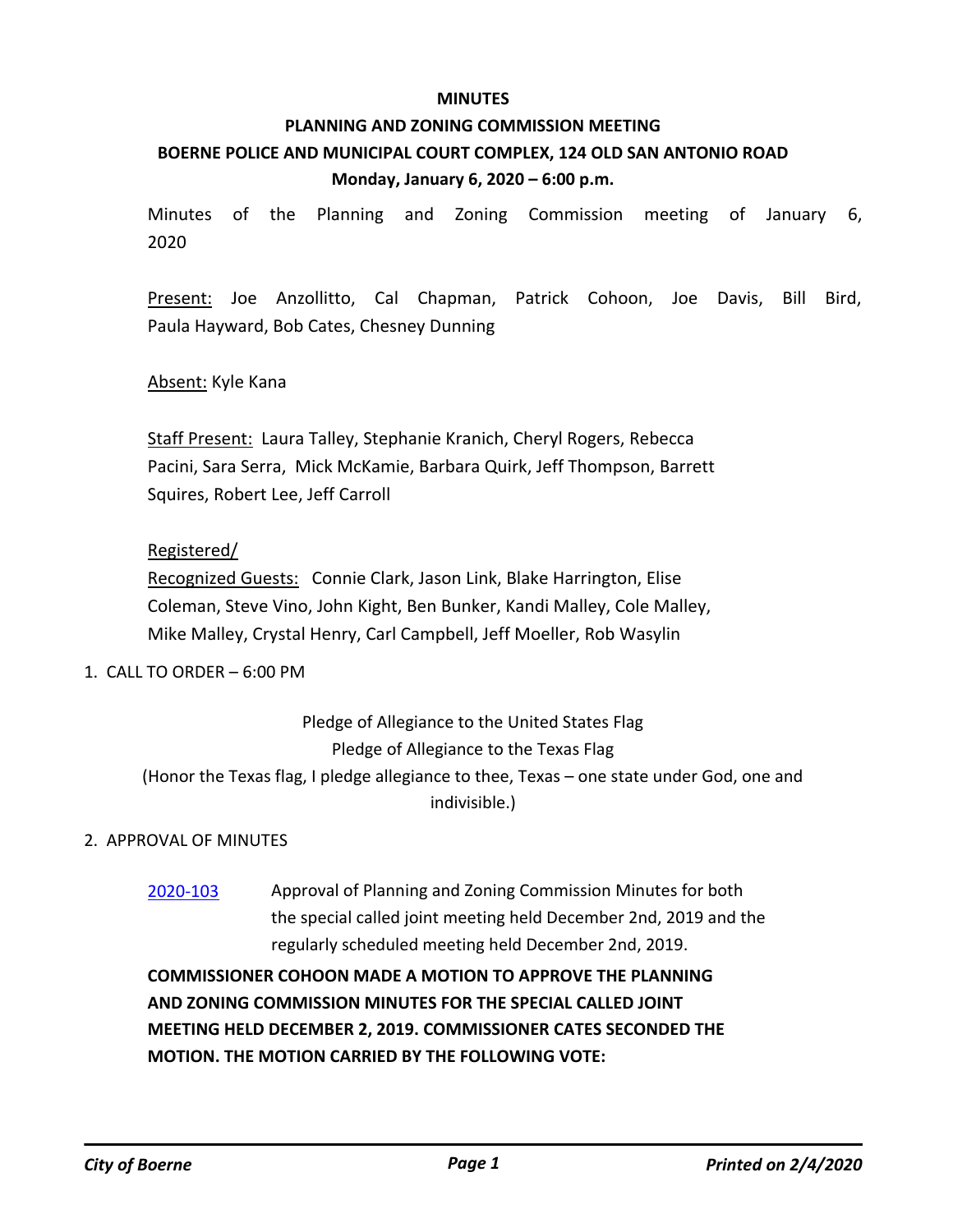**MINUTES**

**PLANNING AND ZONING COMMISSION MEETING**

**BOERNE POLICE AND MUNICIPAL COURT COMPLEX, 124 OLD SAN ANTONIO ROAD**

**Monday, January 6, 2020 – 6:00 p.m.**

Minutes of the Planning and Zoning Commission meeting of January 6, 2020

Present: Joe Anzollitto, Cal Chapman, Patrick Cohoon, Joe Davis, Bill Bird, Paula Hayward, Bob Cates, Chesney Dunning

Absent: Kyle Kana

Staff Present: Laura Talley, Stephanie Kranich, Cheryl Rogers, Rebecca Pacini, Sara Serra, Mick McKamie, Barbara Quirk, Jeff Thompson, Barrett Squires, Robert Lee, Jeff Carroll

Registered/
Recognized Guests: Connie Clark, Jason Link, Blake Harrington, Elise Coleman, Steve Vino, John Kight, Ben Bunker, Kandi Malley, Cole Malley, Mike Malley, Crystal Henry, Carl Campbell, Jeff Moeller, Rob Wasylin

1. CALL TO ORDER – 6:00 PM

Pledge of Allegiance to the United States Flag

Pledge of Allegiance to the Texas Flag

(Honor the Texas flag, I pledge allegiance to thee, Texas – one state under God, one and indivisible.)

2. APPROVAL OF MINUTES

2020-103 Approval of Planning and Zoning Commission Minutes for both the special called joint meeting held December 2nd, 2019 and the regularly scheduled meeting held December 2nd, 2019.

**COMMISSIONER COHOON MADE A MOTION TO APPROVE THE PLANNING AND ZONING COMMISSION MINUTES FOR THE SPECIAL CALLED JOINT MEETING HELD DECEMBER 2, 2019. COMMISSIONER CATES SECONDED THE MOTION. THE MOTION CARRIED BY THE FOLLOWING VOTE:**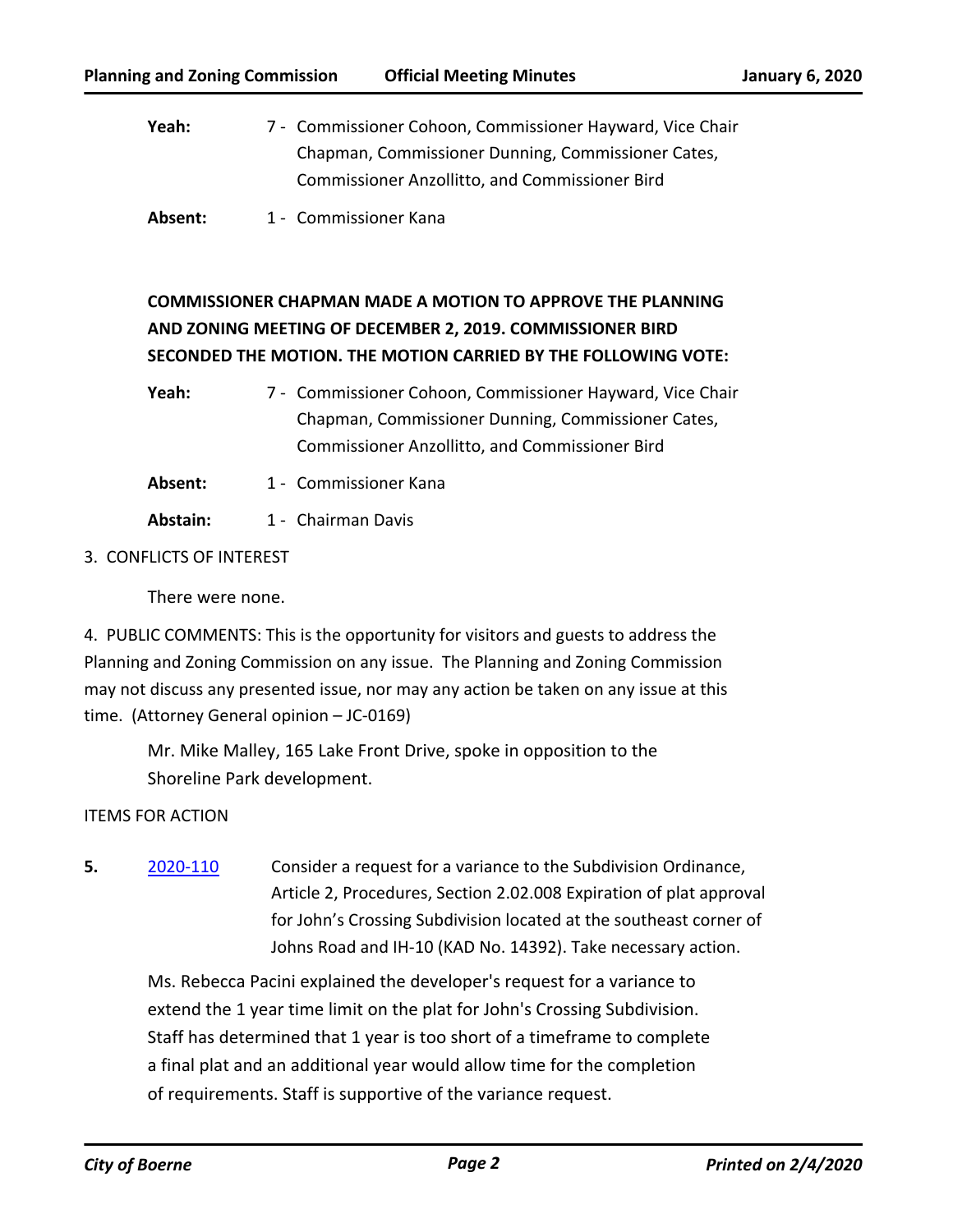| | |
|---|---|
| **Yeah:** | 7 - Commissioner Cohoon, Commissioner Hayward, Vice Chair Chapman, Commissioner Dunning, Commissioner Cates, Commissioner Anzollitto, and Commissioner Bird |
| **Absent:** | 1 - Commissioner Kana |

**COMMISSIONER CHAPMAN MADE A MOTION TO APPROVE THE PLANNING AND ZONING MEETING OF DECEMBER 2, 2019. COMMISSIONER BIRD SECONDED THE MOTION. THE MOTION CARRIED BY THE FOLLOWING VOTE:**

| | |
|---|---|
| **Yeah:** | 7 - Commissioner Cohoon, Commissioner Hayward, Vice Chair Chapman, Commissioner Dunning, Commissioner Cates, Commissioner Anzollitto, and Commissioner Bird |
| **Absent:** | 1 - Commissioner Kana |
| **Abstain:** | 1 - Chairman Davis |

3. CONFLICTS OF INTEREST

There were none.

4. PUBLIC COMMENTS: This is the opportunity for visitors and guests to address the Planning and Zoning Commission on any issue. The Planning and Zoning Commission may not discuss any presented issue, nor may any action be taken on any issue at this time. (Attorney General opinion – JC-0169)

Mr. Mike Malley, 165 Lake Front Drive, spoke in opposition to the Shoreline Park development.

ITEMS FOR ACTION

**5.** 2020-110 Consider a request for a variance to the Subdivision Ordinance, Article 2, Procedures, Section 2.02.008 Expiration of plat approval for John's Crossing Subdivision located at the southeast corner of Johns Road and IH-10 (KAD No. 14392). Take necessary action.

Ms. Rebecca Pacini explained the developer's request for a variance to extend the 1 year time limit on the plat for John's Crossing Subdivision. Staff has determined that 1 year is too short of a timeframe to complete a final plat and an additional year would allow time for the completion of requirements. Staff is supportive of the variance request.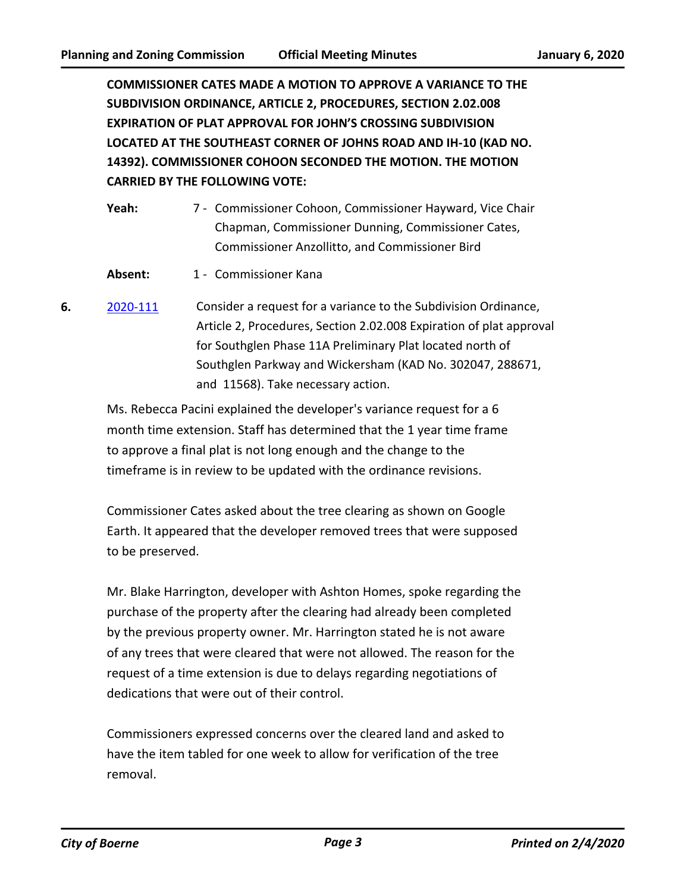**COMMISSIONER CATES MADE A MOTION TO APPROVE A VARIANCE TO THE SUBDIVISION ORDINANCE, ARTICLE 2, PROCEDURES, SECTION 2.02.008 EXPIRATION OF PLAT APPROVAL FOR JOHN'S CROSSING SUBDIVISION LOCATED AT THE SOUTHEAST CORNER OF JOHNS ROAD AND IH-10 (KAD NO. 14392). COMMISSIONER COHOON SECONDED THE MOTION. THE MOTION CARRIED BY THE FOLLOWING VOTE:**

**Yeah:** 7 - Commissioner Cohoon, Commissioner Hayward, Vice Chair Chapman, Commissioner Dunning, Commissioner Cates, Commissioner Anzollitto, and Commissioner Bird

**Absent:** 1 - Commissioner Kana

**6.** [2020-111](2020-111) Consider a request for a variance to the Subdivision Ordinance, Article 2, Procedures, Section 2.02.008 Expiration of plat approval for Southglen Phase 11A Preliminary Plat located north of Southglen Parkway and Wickersham (KAD No. 302047, 288671, and 11568). Take necessary action.

Ms. Rebecca Pacini explained the developer's variance request for a 6 month time extension. Staff has determined that the 1 year time frame to approve a final plat is not long enough and the change to the timeframe is in review to be updated with the ordinance revisions.

Commissioner Cates asked about the tree clearing as shown on Google Earth. It appeared that the developer removed trees that were supposed to be preserved.

Mr. Blake Harrington, developer with Ashton Homes, spoke regarding the purchase of the property after the clearing had already been completed by the previous property owner. Mr. Harrington stated he is not aware of any trees that were cleared that were not allowed. The reason for the request of a time extension is due to delays regarding negotiations of dedications that were out of their control.

Commissioners expressed concerns over the cleared land and asked to have the item tabled for one week to allow for verification of the tree removal.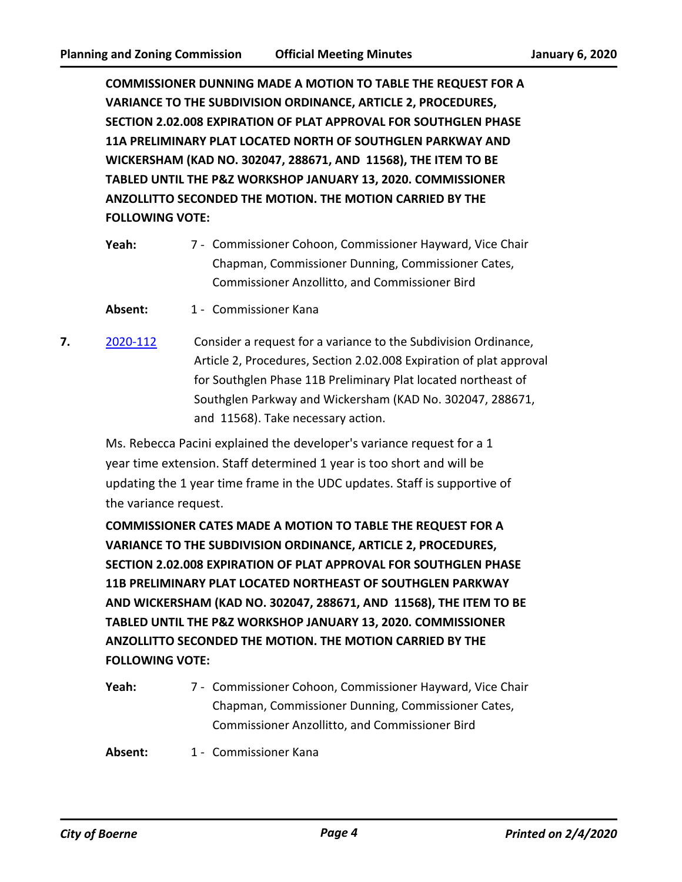**COMMISSIONER DUNNING MADE A MOTION TO TABLE THE REQUEST FOR A VARIANCE TO THE SUBDIVISION ORDINANCE, ARTICLE 2, PROCEDURES, SECTION 2.02.008 EXPIRATION OF PLAT APPROVAL FOR SOUTHGLEN PHASE 11A PRELIMINARY PLAT LOCATED NORTH OF SOUTHGLEN PARKWAY AND WICKERSHAM (KAD NO. 302047, 288671, AND 11568), THE ITEM TO BE TABLED UNTIL THE P&Z WORKSHOP JANUARY 13, 2020. COMMISSIONER ANZOLLITTO SECONDED THE MOTION. THE MOTION CARRIED BY THE FOLLOWING VOTE:**

**Yeah:** 7 - Commissioner Cohoon, Commissioner Hayward, Vice Chair Chapman, Commissioner Dunning, Commissioner Cates, Commissioner Anzollitto, and Commissioner Bird

**Absent:** 1 - Commissioner Kana

**7.** [2020-112] Consider a request for a variance to the Subdivision Ordinance, Article 2, Procedures, Section 2.02.008 Expiration of plat approval for Southglen Phase 11B Preliminary Plat located northeast of Southglen Parkway and Wickersham (KAD No. 302047, 288671, and 11568). Take necessary action.

Ms. Rebecca Pacini explained the developer's variance request for a 1 year time extension. Staff determined 1 year is too short and will be updating the 1 year time frame in the UDC updates. Staff is supportive of the variance request.

**COMMISSIONER CATES MADE A MOTION TO TABLE THE REQUEST FOR A VARIANCE TO THE SUBDIVISION ORDINANCE, ARTICLE 2, PROCEDURES, SECTION 2.02.008 EXPIRATION OF PLAT APPROVAL FOR SOUTHGLEN PHASE 11B PRELIMINARY PLAT LOCATED NORTHEAST OF SOUTHGLEN PARKWAY AND WICKERSHAM (KAD NO. 302047, 288671, AND 11568), THE ITEM TO BE TABLED UNTIL THE P&Z WORKSHOP JANUARY 13, 2020. COMMISSIONER ANZOLLITTO SECONDED THE MOTION. THE MOTION CARRIED BY THE FOLLOWING VOTE:**

**Yeah:** 7 - Commissioner Cohoon, Commissioner Hayward, Vice Chair Chapman, Commissioner Dunning, Commissioner Cates, Commissioner Anzollitto, and Commissioner Bird

**Absent:** 1 - Commissioner Kana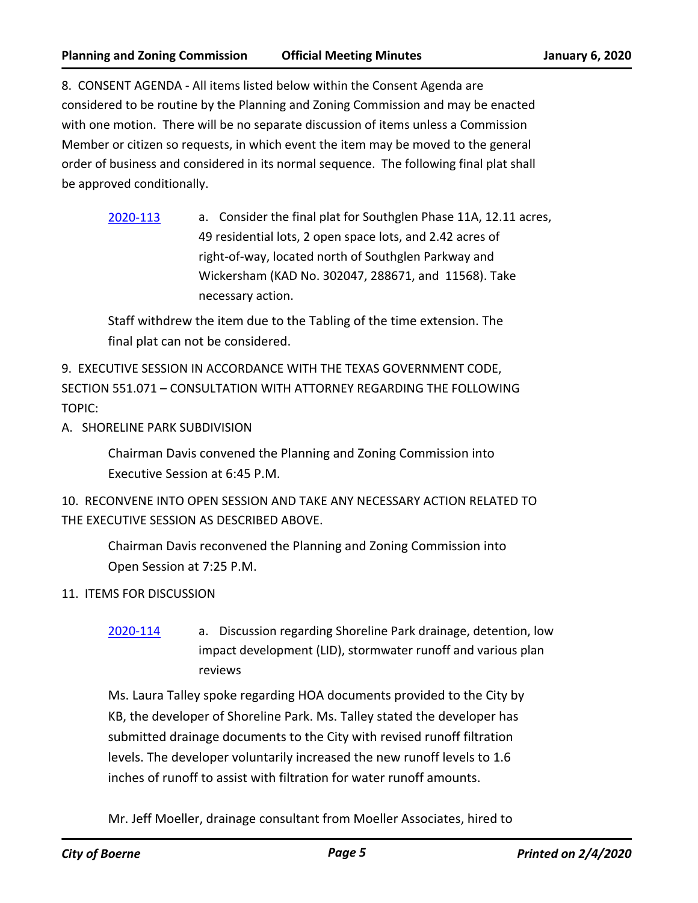8. CONSENT AGENDA - All items listed below within the Consent Agenda are considered to be routine by the Planning and Zoning Commission and may be enacted with one motion. There will be no separate discussion of items unless a Commission Member or citizen so requests, in which event the item may be moved to the general order of business and considered in its normal sequence. The following final plat shall be approved conditionally.

2020-113 a. Consider the final plat for Southglen Phase 11A, 12.11 acres, 49 residential lots, 2 open space lots, and 2.42 acres of right-of-way, located north of Southglen Parkway and Wickersham (KAD No. 302047, 288671, and 11568). Take necessary action.

Staff withdrew the item due to the Tabling of the time extension. The final plat can not be considered.

9. EXECUTIVE SESSION IN ACCORDANCE WITH THE TEXAS GOVERNMENT CODE, SECTION 551.071 – CONSULTATION WITH ATTORNEY REGARDING THE FOLLOWING TOPIC:

A. SHORELINE PARK SUBDIVISION

Chairman Davis convened the Planning and Zoning Commission into Executive Session at 6:45 P.M.

10. RECONVENE INTO OPEN SESSION AND TAKE ANY NECESSARY ACTION RELATED TO THE EXECUTIVE SESSION AS DESCRIBED ABOVE.

Chairman Davis reconvened the Planning and Zoning Commission into Open Session at 7:25 P.M.

11. ITEMS FOR DISCUSSION

2020-114 a. Discussion regarding Shoreline Park drainage, detention, low impact development (LID), stormwater runoff and various plan reviews

Ms. Laura Talley spoke regarding HOA documents provided to the City by KB, the developer of Shoreline Park. Ms. Talley stated the developer has submitted drainage documents to the City with revised runoff filtration levels. The developer voluntarily increased the new runoff levels to 1.6 inches of runoff to assist with filtration for water runoff amounts.

Mr. Jeff Moeller, drainage consultant from Moeller Associates, hired to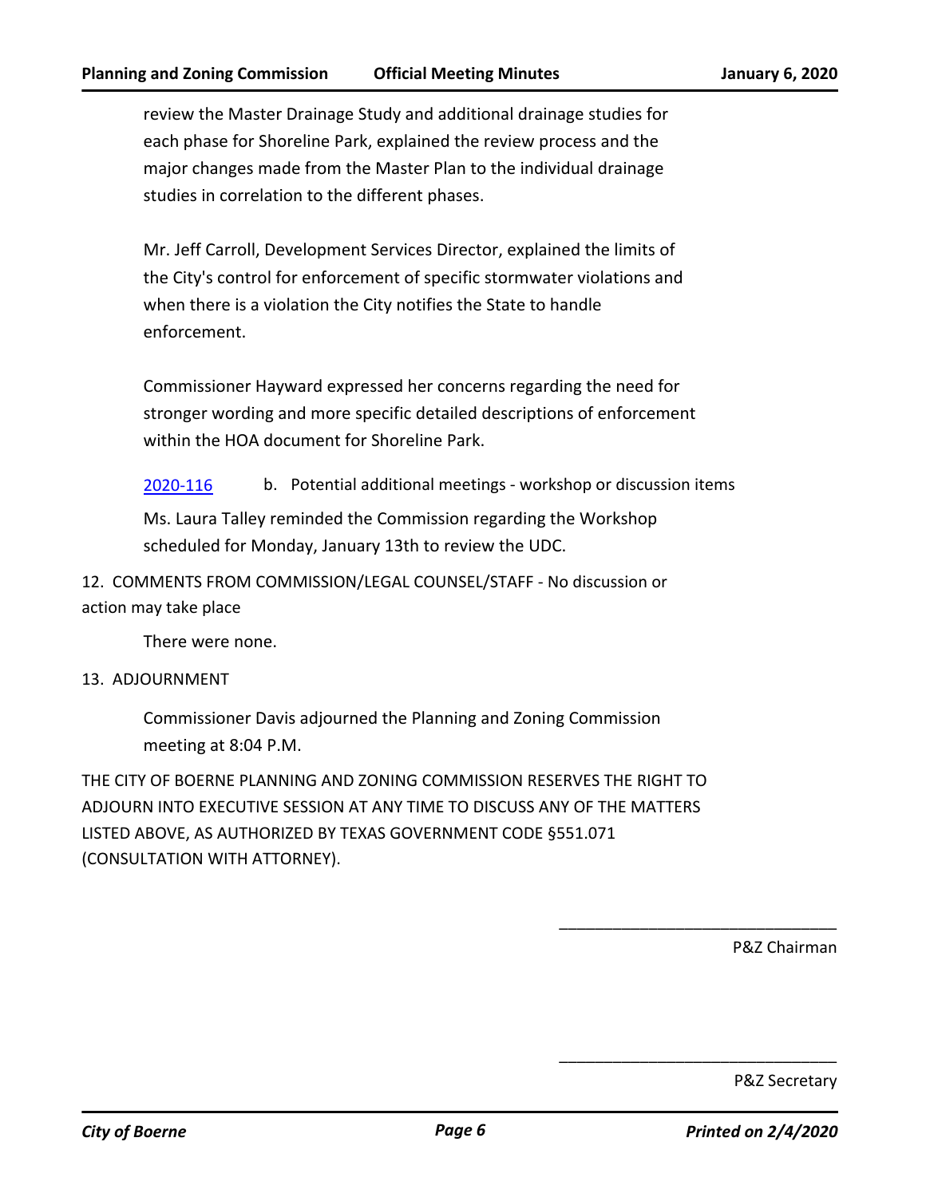review the Master Drainage Study and additional drainage studies for each phase for Shoreline Park, explained the review process and the major changes made from the Master Plan to the individual drainage studies in correlation to the different phases.

Mr. Jeff Carroll, Development Services Director, explained the limits of the City's control for enforcement of specific stormwater violations and when there is a violation the City notifies the State to handle enforcement.

Commissioner Hayward expressed her concerns regarding the need for stronger wording and more specific detailed descriptions of enforcement within the HOA document for Shoreline Park.

2020-116 b. Potential additional meetings - workshop or discussion items

Ms. Laura Talley reminded the Commission regarding the Workshop scheduled for Monday, January 13th to review the UDC.

12. COMMENTS FROM COMMISSION/LEGAL COUNSEL/STAFF - No discussion or action may take place

There were none.

13. ADJOURNMENT

Commissioner Davis adjourned the Planning and Zoning Commission meeting at 8:04 P.M.

THE CITY OF BOERNE PLANNING AND ZONING COMMISSION RESERVES THE RIGHT TO ADJOURN INTO EXECUTIVE SESSION AT ANY TIME TO DISCUSS ANY OF THE MATTERS LISTED ABOVE, AS AUTHORIZED BY TEXAS GOVERNMENT CODE §551.071 (CONSULTATION WITH ATTORNEY).

_______________________________

P&Z Chairman

_______________________________

P&Z Secretary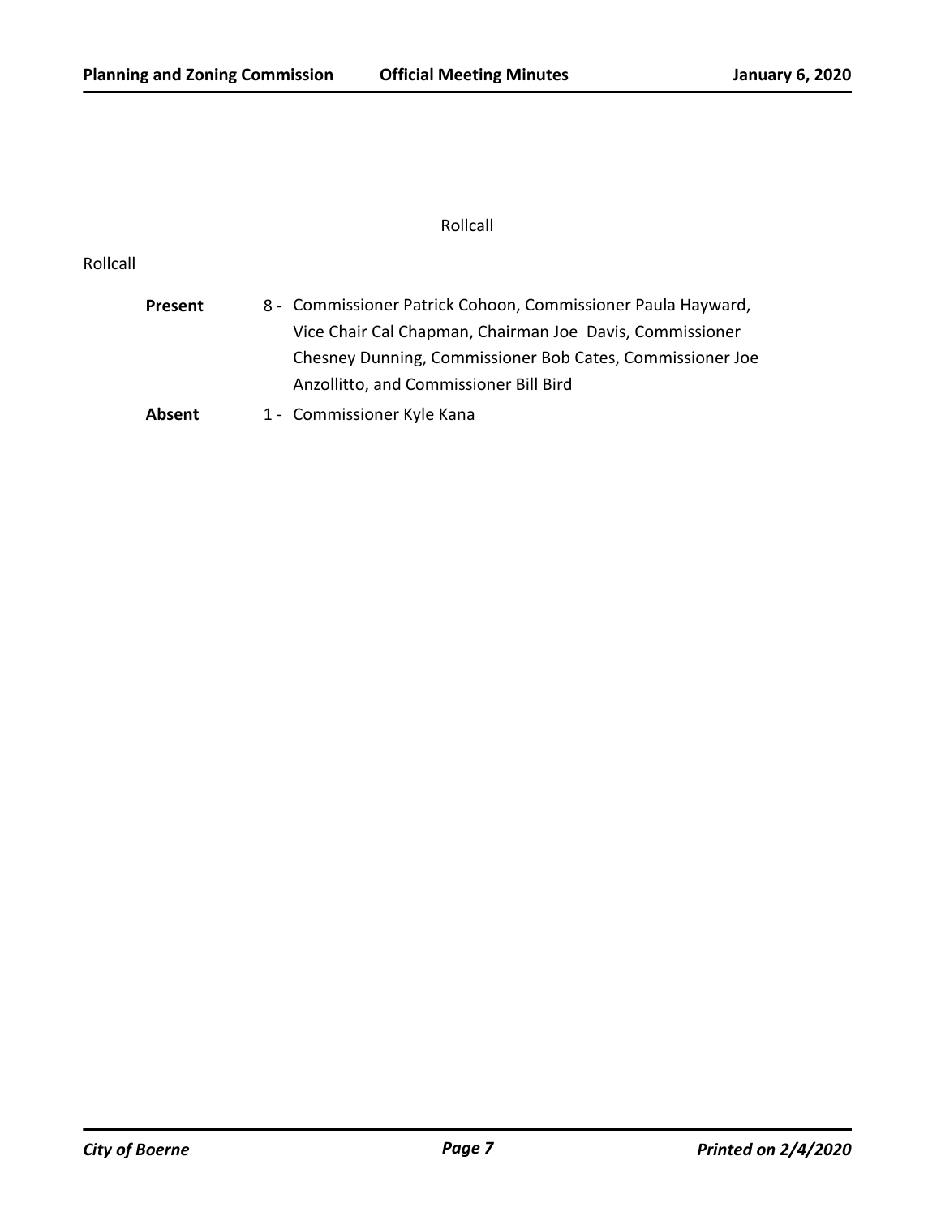Rollcall

Rollcall

| | | |
|---|---|---|
| **Present** | 8 - | Commissioner Patrick Cohoon, Commissioner Paula Hayward, Vice Chair Cal Chapman, Chairman Joe Davis, Commissioner Chesney Dunning, Commissioner Bob Cates, Commissioner Joe Anzollitto, and Commissioner Bill Bird |
| **Absent** | 1 - | Commissioner Kyle Kana |